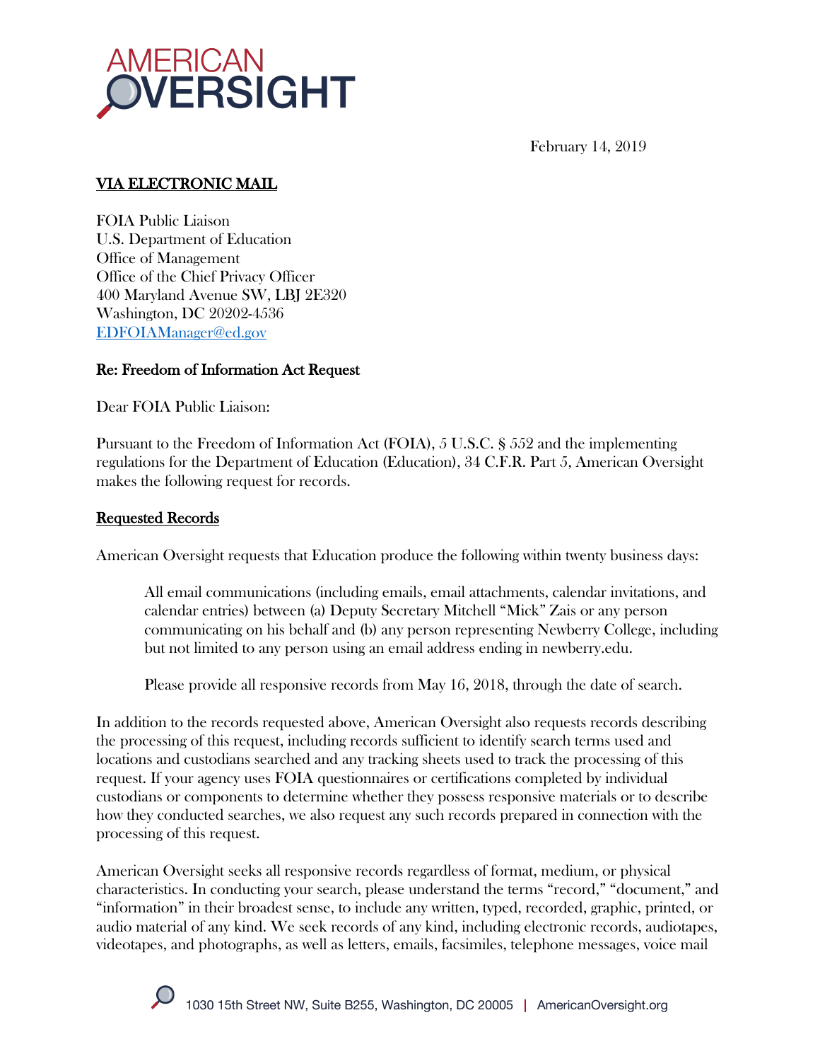AMERICAN OVERSIGHT

February 14, 2019

**VIA ELECTRONIC MAIL**

FOIA Public Liaison
U.S. Department of Education
Office of Management
Office of the Chief Privacy Officer
400 Maryland Avenue SW, LBJ 2E320
Washington, DC 20202-4536
EDFOIAManager@ed.gov

**Re: Freedom of Information Act Request**

Dear FOIA Public Liaison:

Pursuant to the Freedom of Information Act (FOIA), 5 U.S.C. § 552 and the implementing regulations for the Department of Education (Education), 34 C.F.R. Part 5, American Oversight makes the following request for records.

**Requested Records**

American Oversight requests that Education produce the following within twenty business days:

> All email communications (including emails, email attachments, calendar invitations, and calendar entries) between (a) Deputy Secretary Mitchell "Mick" Zais or any person communicating on his behalf and (b) any person representing Newberry College, including but not limited to any person using an email address ending in newberry.edu.
>
> Please provide all responsive records from May 16, 2018, through the date of search.

In addition to the records requested above, American Oversight also requests records describing the processing of this request, including records sufficient to identify search terms used and locations and custodians searched and any tracking sheets used to track the processing of this request. If your agency uses FOIA questionnaires or certifications completed by individual custodians or components to determine whether they possess responsive materials or to describe how they conducted searches, we also request any such records prepared in connection with the processing of this request.

American Oversight seeks all responsive records regardless of format, medium, or physical characteristics. In conducting your search, please understand the terms "record," "document," and "information" in their broadest sense, to include any written, typed, recorded, graphic, printed, or audio material of any kind. We seek records of any kind, including electronic records, audiotapes, videotapes, and photographs, as well as letters, emails, facsimiles, telephone messages, voice mail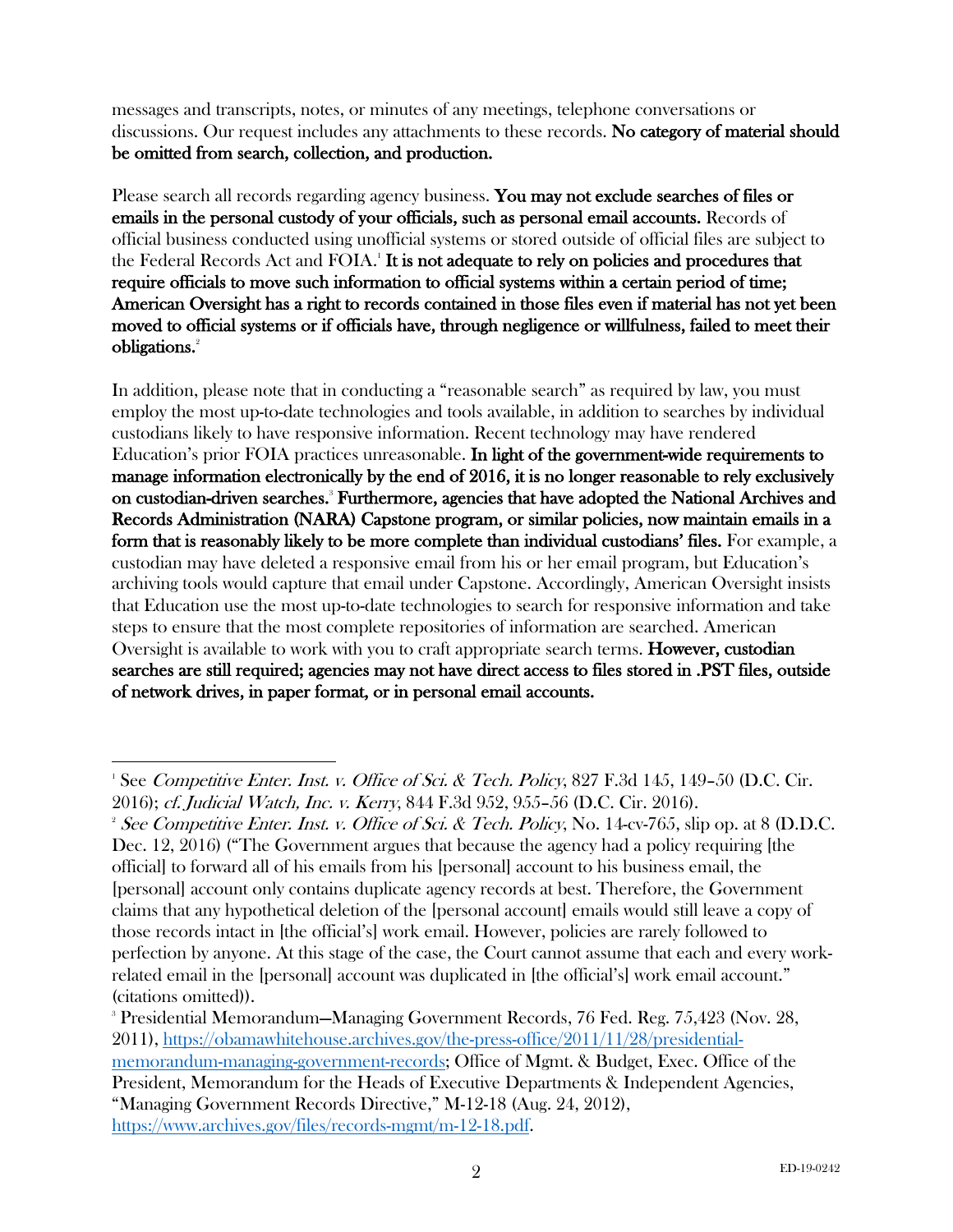messages and transcripts, notes, or minutes of any meetings, telephone conversations or discussions. Our request includes any attachments to these records. **No category of material should be omitted from search, collection, and production.**

Please search all records regarding agency business. **You may not exclude searches of files or emails in the personal custody of your officials, such as personal email accounts.** Records of official business conducted using unofficial systems or stored outside of official files are subject to the Federal Records Act and FOIA.[1] **It is not adequate to rely on policies and procedures that require officials to move such information to official systems within a certain period of time; American Oversight has a right to records contained in those files even if material has not yet been moved to official systems or if officials have, through negligence or willfulness, failed to meet their obligations.**[2]

In addition, please note that in conducting a "reasonable search" as required by law, you must employ the most up-to-date technologies and tools available, in addition to searches by individual custodians likely to have responsive information. Recent technology may have rendered Education's prior FOIA practices unreasonable. **In light of the government-wide requirements to manage information electronically by the end of 2016, it is no longer reasonable to rely exclusively on custodian-driven searches.**[3] **Furthermore, agencies that have adopted the National Archives and Records Administration (NARA) Capstone program, or similar policies, now maintain emails in a form that is reasonably likely to be more complete than individual custodians' files.** For example, a custodian may have deleted a responsive email from his or her email program, but Education's archiving tools would capture that email under Capstone. Accordingly, American Oversight insists that Education use the most up-to-date technologies to search for responsive information and take steps to ensure that the most complete repositories of information are searched. American Oversight is available to work with you to craft appropriate search terms. **However, custodian searches are still required; agencies may not have direct access to files stored in .PST files, outside of network drives, in paper format, or in personal email accounts.**

---

[1] See *Competitive Enter. Inst. v. Office of Sci. & Tech. Policy*, 827 F.3d 145, 149–50 (D.C. Cir. 2016); *cf. Judicial Watch, Inc. v. Kerry*, 844 F.3d 952, 955–56 (D.C. Cir. 2016).

[2] *See Competitive Enter. Inst. v. Office of Sci. & Tech. Policy*, No. 14-cv-765, slip op. at 8 (D.D.C. Dec. 12, 2016) ("The Government argues that because the agency had a policy requiring [the official] to forward all of his emails from his [personal] account to his business email, the [personal] account only contains duplicate agency records at best. Therefore, the Government claims that any hypothetical deletion of the [personal account] emails would still leave a copy of those records intact in [the official's] work email. However, policies are rarely followed to perfection by anyone. At this stage of the case, the Court cannot assume that each and every work-related email in the [personal] account was duplicated in [the official's] work email account." (citations omitted)).

[3] Presidential Memorandum—Managing Government Records, 76 Fed. Reg. 75,423 (Nov. 28, 2011), https://obamawhitehouse.archives.gov/the-press-office/2011/11/28/presidential-memorandum-managing-government-records; Office of Mgmt. & Budget, Exec. Office of the President, Memorandum for the Heads of Executive Departments & Independent Agencies, "Managing Government Records Directive," M-12-18 (Aug. 24, 2012), https://www.archives.gov/files/records-mgmt/m-12-18.pdf.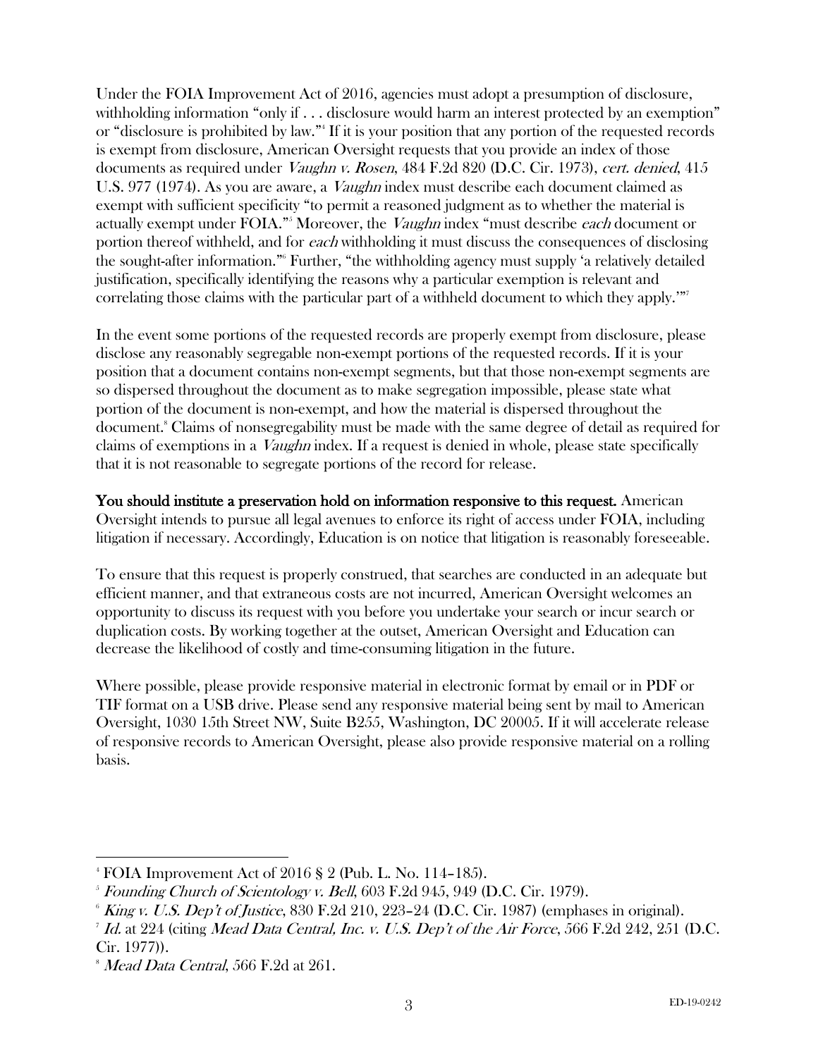Under the FOIA Improvement Act of 2016, agencies must adopt a presumption of disclosure, withholding information "only if . . . disclosure would harm an interest protected by an exemption" or "disclosure is prohibited by law."[4] If it is your position that any portion of the requested records is exempt from disclosure, American Oversight requests that you provide an index of those documents as required under *Vaughn v. Rosen*, 484 F.2d 820 (D.C. Cir. 1973), *cert. denied*, 415 U.S. 977 (1974). As you are aware, a *Vaughn* index must describe each document claimed as exempt with sufficient specificity "to permit a reasoned judgment as to whether the material is actually exempt under FOIA."[5] Moreover, the *Vaughn* index "must describe *each* document or portion thereof withheld, and for *each* withholding it must discuss the consequences of disclosing the sought-after information."[6] Further, "the withholding agency must supply 'a relatively detailed justification, specifically identifying the reasons why a particular exemption is relevant and correlating those claims with the particular part of a withheld document to which they apply.'"[7]

In the event some portions of the requested records are properly exempt from disclosure, please disclose any reasonably segregable non-exempt portions of the requested records. If it is your position that a document contains non-exempt segments, but that those non-exempt segments are so dispersed throughout the document as to make segregation impossible, please state what portion of the document is non-exempt, and how the material is dispersed throughout the document.[8] Claims of nonsegregability must be made with the same degree of detail as required for claims of exemptions in a *Vaughn* index. If a request is denied in whole, please state specifically that it is not reasonable to segregate portions of the record for release.

**You should institute a preservation hold on information responsive to this request.** American Oversight intends to pursue all legal avenues to enforce its right of access under FOIA, including litigation if necessary. Accordingly, Education is on notice that litigation is reasonably foreseeable.

To ensure that this request is properly construed, that searches are conducted in an adequate but efficient manner, and that extraneous costs are not incurred, American Oversight welcomes an opportunity to discuss its request with you before you undertake your search or incur search or duplication costs. By working together at the outset, American Oversight and Education can decrease the likelihood of costly and time-consuming litigation in the future.

Where possible, please provide responsive material in electronic format by email or in PDF or TIF format on a USB drive. Please send any responsive material being sent by mail to American Oversight, 1030 15th Street NW, Suite B255, Washington, DC 20005. If it will accelerate release of responsive records to American Oversight, please also provide responsive material on a rolling basis.

---

[4] FOIA Improvement Act of 2016 § 2 (Pub. L. No. 114–185).

[5] *Founding Church of Scientology v. Bell*, 603 F.2d 945, 949 (D.C. Cir. 1979).

[6] *King v. U.S. Dep't of Justice*, 830 F.2d 210, 223–24 (D.C. Cir. 1987) (emphases in original).

[7] *Id.* at 224 (citing *Mead Data Central, Inc. v. U.S. Dep't of the Air Force*, 566 F.2d 242, 251 (D.C. Cir. 1977)).

[8] *Mead Data Central*, 566 F.2d at 261.

ED-19-0242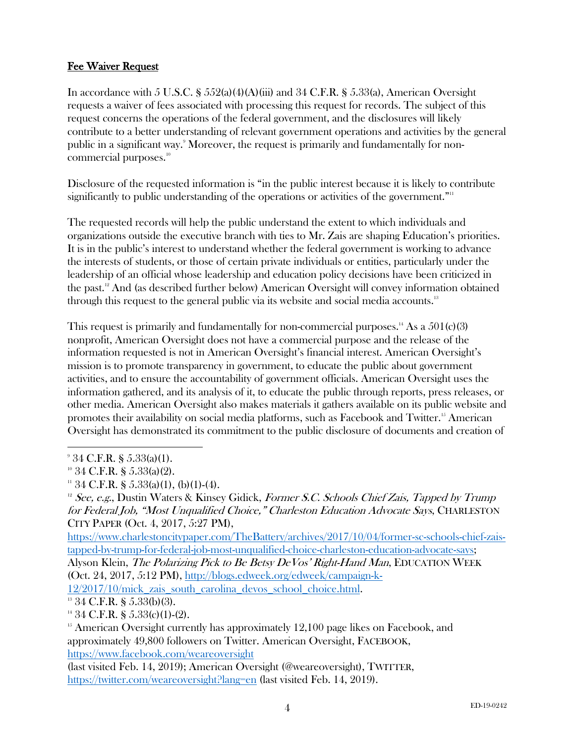**Fee Waiver Request**

In accordance with 5 U.S.C. § 552(a)(4)(A)(iii) and 34 C.F.R. § 5.33(a), American Oversight requests a waiver of fees associated with processing this request for records. The subject of this request concerns the operations of the federal government, and the disclosures will likely contribute to a better understanding of relevant government operations and activities by the general public in a significant way.[9] Moreover, the request is primarily and fundamentally for non-commercial purposes.[10]

Disclosure of the requested information is "in the public interest because it is likely to contribute significantly to public understanding of the operations or activities of the government."[11]

The requested records will help the public understand the extent to which individuals and organizations outside the executive branch with ties to Mr. Zais are shaping Education's priorities. It is in the public's interest to understand whether the federal government is working to advance the interests of students, or those of certain private individuals or entities, particularly under the leadership of an official whose leadership and education policy decisions have been criticized in the past.[12] And (as described further below) American Oversight will convey information obtained through this request to the general public via its website and social media accounts.[13]

This request is primarily and fundamentally for non-commercial purposes.[14] As a 501(c)(3) nonprofit, American Oversight does not have a commercial purpose and the release of the information requested is not in American Oversight's financial interest. American Oversight's mission is to promote transparency in government, to educate the public about government activities, and to ensure the accountability of government officials. American Oversight uses the information gathered, and its analysis of it, to educate the public through reports, press releases, or other media. American Oversight also makes materials it gathers available on its public website and promotes their availability on social media platforms, such as Facebook and Twitter.[15] American Oversight has demonstrated its commitment to the public disclosure of documents and creation of

---

[9] 34 C.F.R. § 5.33(a)(1).

[10] 34 C.F.R. § 5.33(a)(2).

[11] 34 C.F.R. § 5.33(a)(1), (b)(1)-(4).

[12] *See, e.g.*, Dustin Waters & Kinsey Gidick, *Former S.C. Schools Chief Zais, Tapped by Trump for Federal Job, "Most Unqualified Choice," Charleston Education Advocate Says*, CHARLESTON CITY PAPER (Oct. 4, 2017, 5:27 PM), https://www.charlestoncitypaper.com/TheBattery/archives/2017/10/04/former-sc-schools-chief-zais-tapped-by-trump-for-federal-job-most-unqualified-choice-charleston-education-advocate-says; Alyson Klein, *The Polarizing Pick to Be Betsy DeVos' Right-Hand Man*, EDUCATION WEEK (Oct. 24, 2017, 5:12 PM), http://blogs.edweek.org/edweek/campaign-k-12/2017/10/mick_zais_south_carolina_devos_school_choice.html.

[13] 34 C.F.R. § 5.33(b)(3).

[14] 34 C.F.R. § 5.33(c)(1)-(2).

[15] American Oversight currently has approximately 12,100 page likes on Facebook, and approximately 49,800 followers on Twitter. American Oversight, FACEBOOK, https://www.facebook.com/weareoversight (last visited Feb. 14, 2019); American Oversight (@weareoversight), TWITTER, https://twitter.com/weareoversight?lang=en (last visited Feb. 14, 2019).

ED-19-0242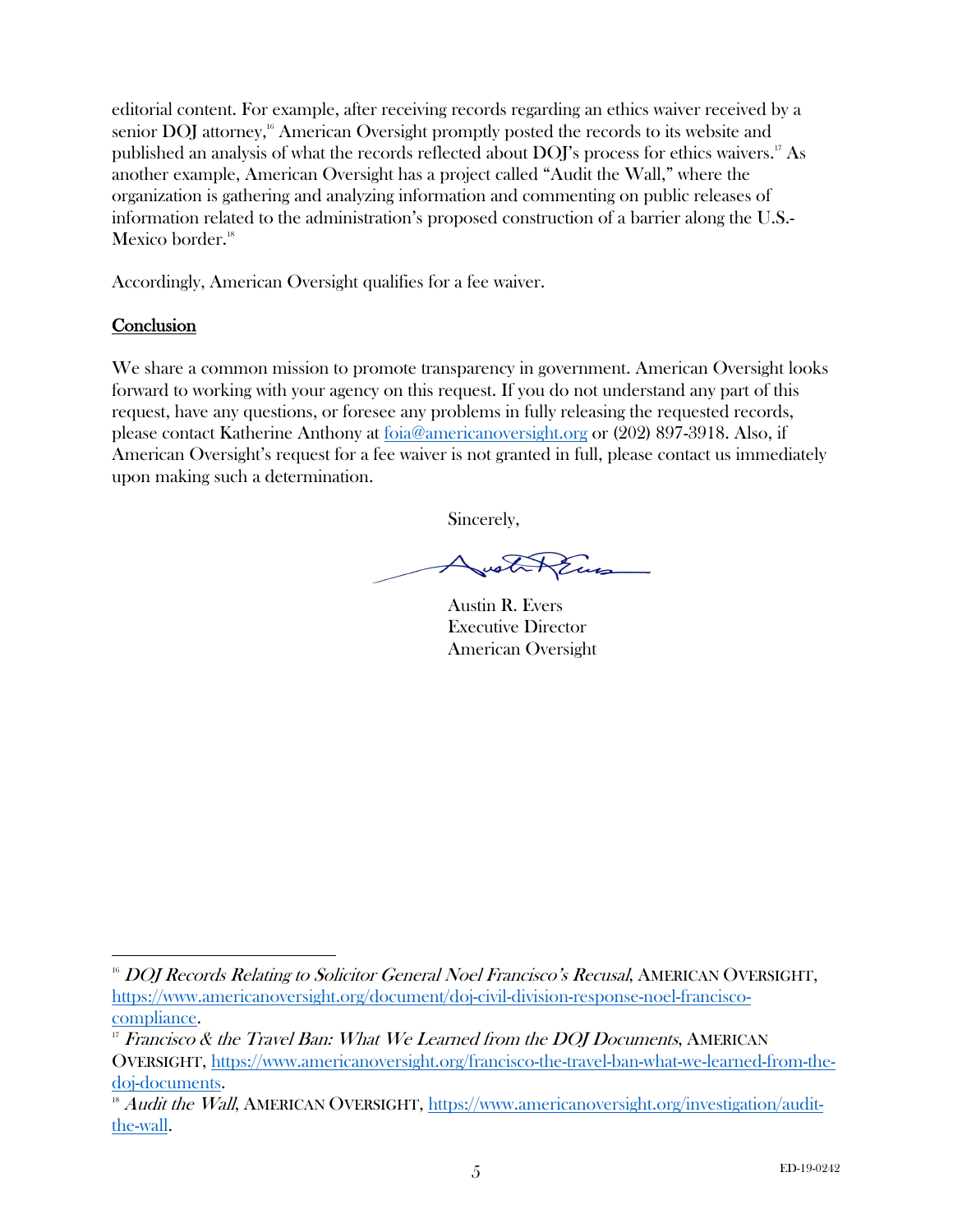editorial content. For example, after receiving records regarding an ethics waiver received by a senior DOJ attorney,[16] American Oversight promptly posted the records to its website and published an analysis of what the records reflected about DOJ's process for ethics waivers.[17] As another example, American Oversight has a project called "Audit the Wall," where the organization is gathering and analyzing information and commenting on public releases of information related to the administration's proposed construction of a barrier along the U.S.-Mexico border.[18]

Accordingly, American Oversight qualifies for a fee waiver.

## Conclusion

We share a common mission to promote transparency in government. American Oversight looks forward to working with your agency on this request. If you do not understand any part of this request, have any questions, or foresee any problems in fully releasing the requested records, please contact Katherine Anthony at foia@americanoversight.org or (202) 897-3918. Also, if American Oversight's request for a fee waiver is not granted in full, please contact us immediately upon making such a determination.

Sincerely,

Austin R. Evers
Executive Director
American Oversight

---

[16] *DOJ Records Relating to Solicitor General Noel Francisco's Recusal*, AMERICAN OVERSIGHT, https://www.americanoversight.org/document/doj-civil-division-response-noel-francisco-compliance.

[17] *Francisco & the Travel Ban: What We Learned from the DOJ Documents*, AMERICAN OVERSIGHT, https://www.americanoversight.org/francisco-the-travel-ban-what-we-learned-from-the-doj-documents.

[18] *Audit the Wall*, AMERICAN OVERSIGHT, https://www.americanoversight.org/investigation/audit-the-wall.

ED-19-0242